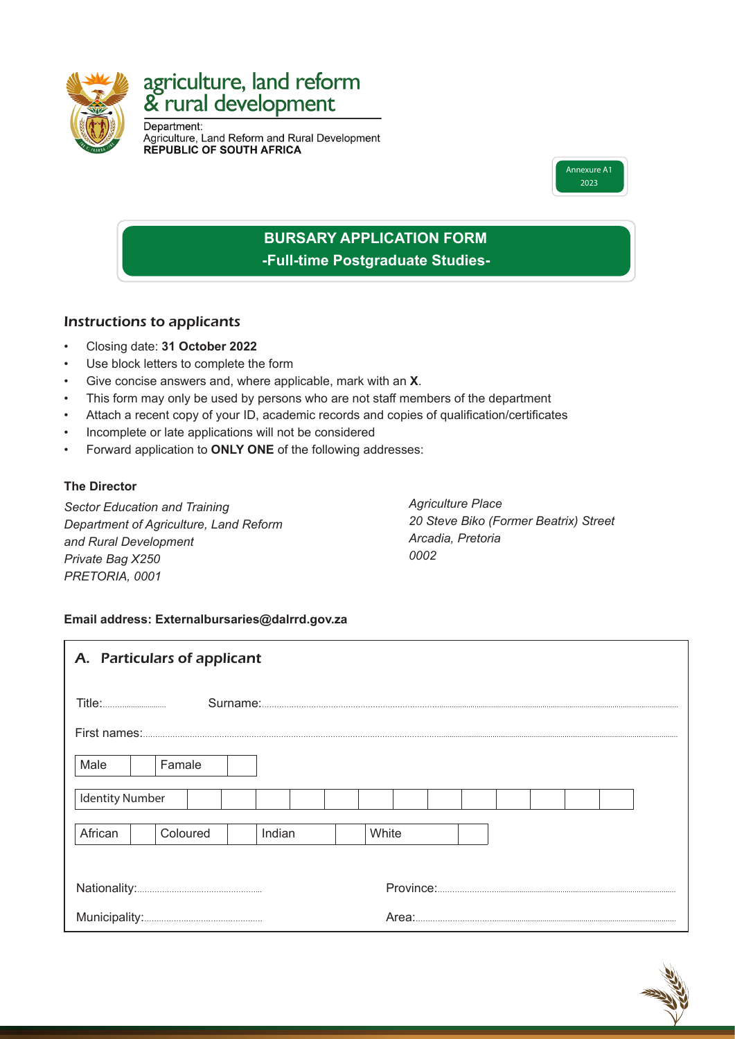agriculture, land reform & rural development

Department:
Agriculture, Land Reform and Rural Development
**REPUBLIC OF SOUTH AFRICA**

Annexure A1
2023

# BURSARY APPLICATION FORM
## -Full-time Postgraduate Studies-

### Instructions to applicants

- Closing date: **31 October 2022**
- Use block letters to complete the form
- Give concise answers and, where applicable, mark with an **X**.
- This form may only be used by persons who are not staff members of the department
- Attach a recent copy of your ID, academic records and copies of qualification/certificates
- Incomplete or late applications will not be considered
- Forward application to **ONLY ONE** of the following addresses:

**The Director**

*Sector Education and Training*
*Department of Agriculture, Land Reform and Rural Development*
*Private Bag X250*
*PRETORIA, 0001*

*Agriculture Place*
*20 Steve Biko (Former Beatrix) Street*
*Arcadia, Pretoria*
*0002*

**Email address: Externalbursaries@dalrrd.gov.za**

## A. Particulars of applicant

Title:............................ Surname:..........................................................................................

First names:..........................................................................................

| Male | | Famale | |
|---|---|---|---|

| Identity Number | | | | | | | | | | | | | |
|---|---|---|---|---|---|---|---|---|---|---|---|---|---|

| African | | Coloured | | Indian | | White | |
|---|---|---|---|---|---|---|---|

Nationality:.................................................... Province:..........................................................

Municipality:................................................ Area:..........................................................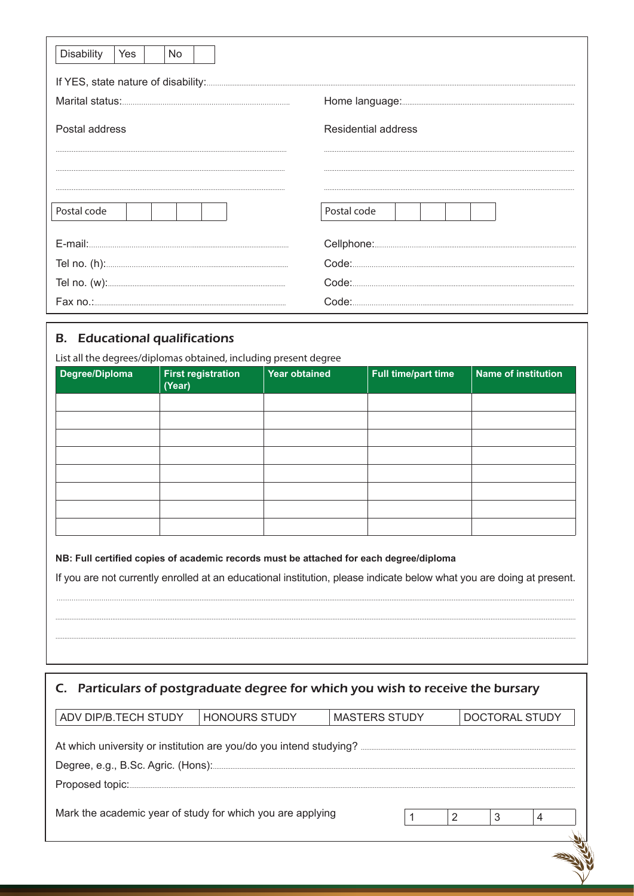| Disability | Yes | | No | |
|---|---|---|---|---|

If YES, state nature of disability:

Marital status:

Home language:

Postal address

Residential address

| Postal code | | | | |
|---|---|---|---|---|

| Postal code | | | | |
|---|---|---|---|---|

E-mail:

Cellphone:

Tel no. (h):

Code:

Tel no. (w):

Code:

Fax no.:

Code:

## B. Educational qualifications

List all the degrees/diplomas obtained, including present degree

| Degree/Diploma | First registration (Year) | Year obtained | Full time/part time | Name of institution |
|---|---|---|---|---|
| | | | | |
| | | | | |
| | | | | |
| | | | | |
| | | | | |
| | | | | |
| | | | | |
| | | | | |

**NB: Full certified copies of academic records must be attached for each degree/diploma**

If you are not currently enrolled at an educational institution, please indicate below what you are doing at present.

## C. Particulars of postgraduate degree for which you wish to receive the bursary

| ADV DIP/B.TECH STUDY | HONOURS STUDY | MASTERS STUDY | DOCTORAL STUDY |
|---|---|---|---|

At which university or institution are you/do you intend studying?

Degree, e.g., B.Sc. Agric. (Hons):

Proposed topic:

Mark the academic year of study for which you are applying

| 1 | 2 | 3 | 4 |
|---|---|---|---|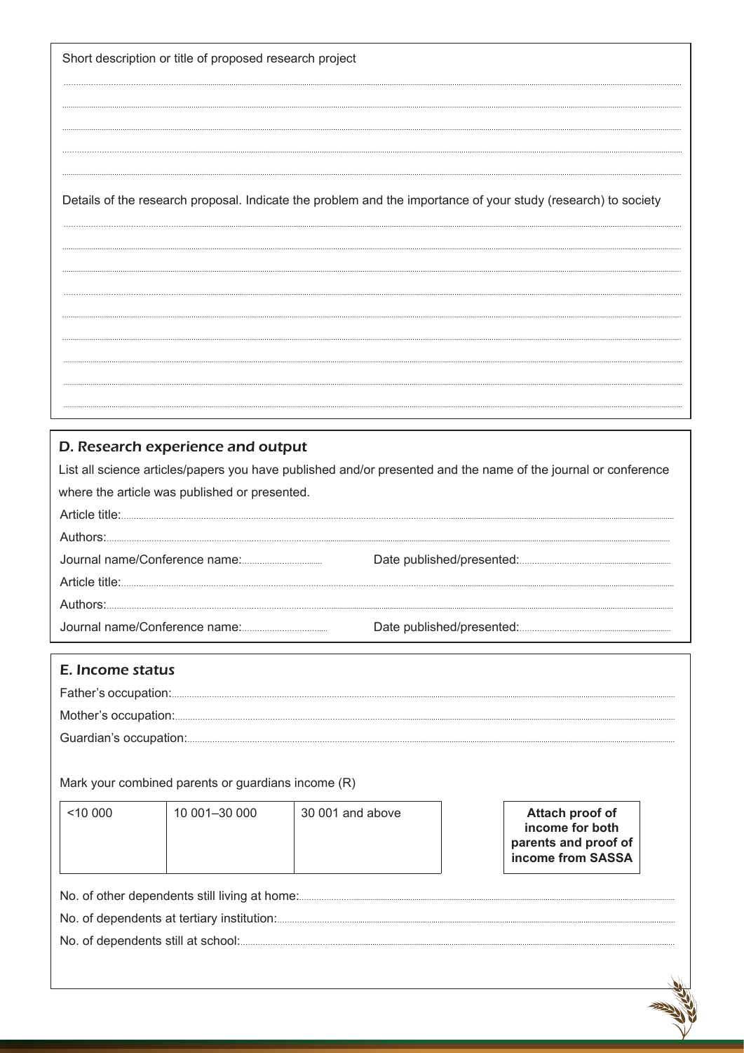Short description or title of proposed research project

..................................................................................................................................................................................................

..................................................................................................................................................................................................

..................................................................................................................................................................................................

..................................................................................................................................................................................................

..................................................................................................................................................................................................

Details of the research proposal. Indicate the problem and the importance of your study (research) to society

..................................................................................................................................................................................................

..................................................................................................................................................................................................

..................................................................................................................................................................................................

..................................................................................................................................................................................................

..................................................................................................................................................................................................

..................................................................................................................................................................................................

..................................................................................................................................................................................................

..................................................................................................................................................................................................

..................................................................................................................................................................................................

## D. Research experience and output

List all science articles/papers you have published and/or presented and the name of the journal or conference where the article was published or presented.

Article title:..................................................................................................................................................................

Authors:.......................................................................................................................................................................

Journal name/Conference name:................................ Date published/presented:...............................................

Article title:..................................................................................................................................................................

Authors:.......................................................................................................................................................................

Journal name/Conference name:................................ Date published/presented:...............................................

## E. Income status

Father's occupation:.....................................................................................................................................................

Mother's occupation:....................................................................................................................................................

Guardian's occupation:.................................................................................................................................................

Mark your combined parents or guardians income (R)

| <10 000 | 10 001–30 000 | 30 001 and above |
|---|---|---|
| | | |

**Attach proof of income for both parents and proof of income from SASSA**

No. of other dependents still living at home:.................................................................................................................

No. of dependents at tertiary institution:.......................................................................................................................

No. of dependents still at school:..................................................................................................................................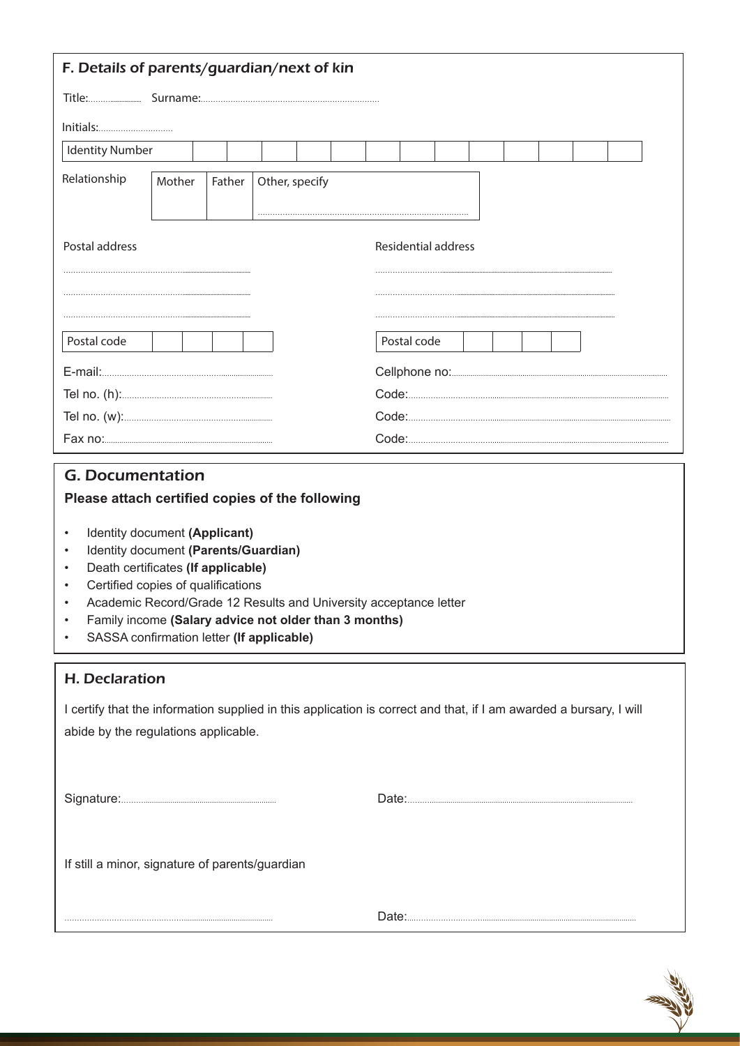## F. Details of parents/guardian/next of kin

Title:.................. Surname:..........................................................................

Initials:..............................

| Identity Number | | | | | | | | | | | | | | |
|---|---|---|---|---|---|---|---|---|---|---|---|---|---|---|

| Relationship | Mother | Father | Other, specify .................................................................................. |
|---|---|---|---|

Postal address

..................................................................................

..................................................................................

..................................................................................

| Postal code | | | | |
|---|---|---|---|---|

Residential address

..................................................................................

..................................................................................

..................................................................................

| Postal code | | | | |
|---|---|---|---|---|

E-mail:..........................................................................

Tel no. (h):..........................................................................

Tel no. (w):..........................................................................

Fax no:..........................................................................

Cellphone no:..........................................................................

Code:..........................................................................

Code:..........................................................................

Code:..........................................................................

## G. Documentation

**Please attach certified copies of the following**

- Identity document **(Applicant)**
- Identity document **(Parents/Guardian)**
- Death certificates **(If applicable)**
- Certified copies of qualifications
- Academic Record/Grade 12 Results and University acceptance letter
- Family income **(Salary advice not older than 3 months)**
- SASSA confirmation letter **(If applicable)**

## H. Declaration

I certify that the information supplied in this application is correct and that, if I am awarded a bursary, I will abide by the regulations applicable.

Signature:.......................................................................... Date:..........................................................................

If still a minor, signature of parents/guardian

.......................................................................... Date:..........................................................................